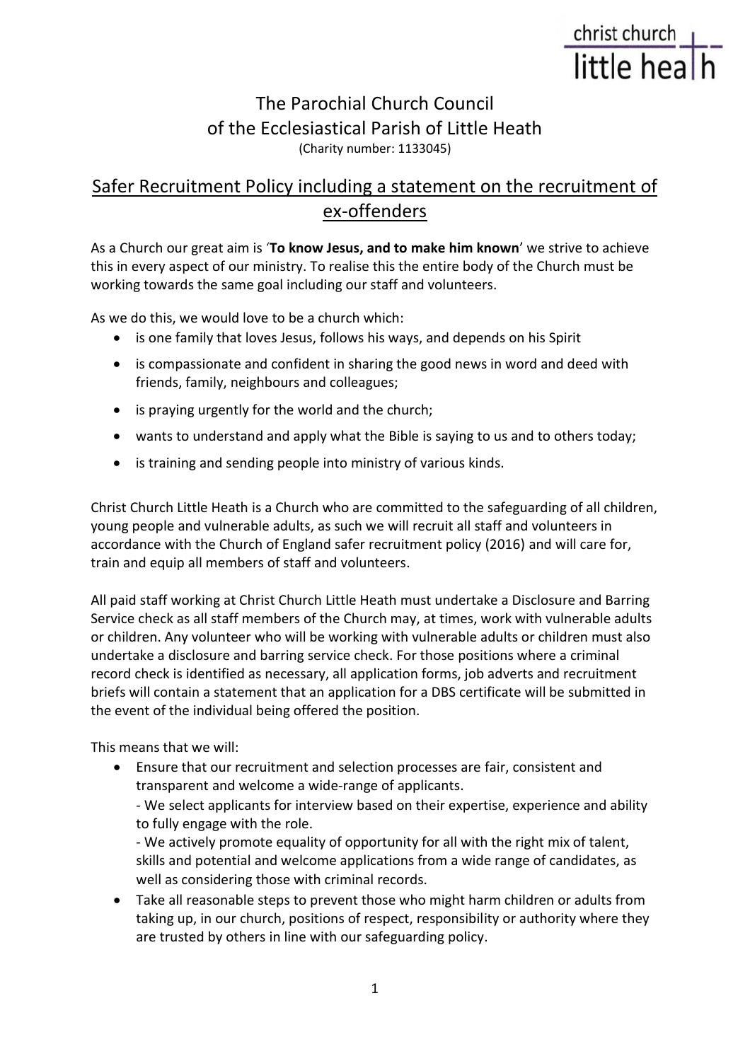christ church little heath

# The Parochial Church Council of the Ecclesiastical Parish of Little Heath

(Charity number: 1133045)

## Safer Recruitment Policy including a statement on the recruitment of ex-offenders

As a Church our great aim is '**To know Jesus, and to make him known**' we strive to achieve this in every aspect of our ministry. To realise this the entire body of the Church must be working towards the same goal including our staff and volunteers.

As we do this, we would love to be a church which:

- is one family that loves Jesus, follows his ways, and depends on his Spirit
- is compassionate and confident in sharing the good news in word and deed with friends, family, neighbours and colleagues;
- is praying urgently for the world and the church;
- wants to understand and apply what the Bible is saying to us and to others today;
- is training and sending people into ministry of various kinds.

Christ Church Little Heath is a Church who are committed to the safeguarding of all children, young people and vulnerable adults, as such we will recruit all staff and volunteers in accordance with the Church of England safer recruitment policy (2016) and will care for, train and equip all members of staff and volunteers.

All paid staff working at Christ Church Little Heath must undertake a Disclosure and Barring Service check as all staff members of the Church may, at times, work with vulnerable adults or children. Any volunteer who will be working with vulnerable adults or children must also undertake a disclosure and barring service check. For those positions where a criminal record check is identified as necessary, all application forms, job adverts and recruitment briefs will contain a statement that an application for a DBS certificate will be submitted in the event of the individual being offered the position.

This means that we will:

- Ensure that our recruitment and selection processes are fair, consistent and transparent and welcome a wide-range of applicants.
  - We select applicants for interview based on their expertise, experience and ability to fully engage with the role.
  - We actively promote equality of opportunity for all with the right mix of talent, skills and potential and welcome applications from a wide range of candidates, as well as considering those with criminal records.
- Take all reasonable steps to prevent those who might harm children or adults from taking up, in our church, positions of respect, responsibility or authority where they are trusted by others in line with our safeguarding policy.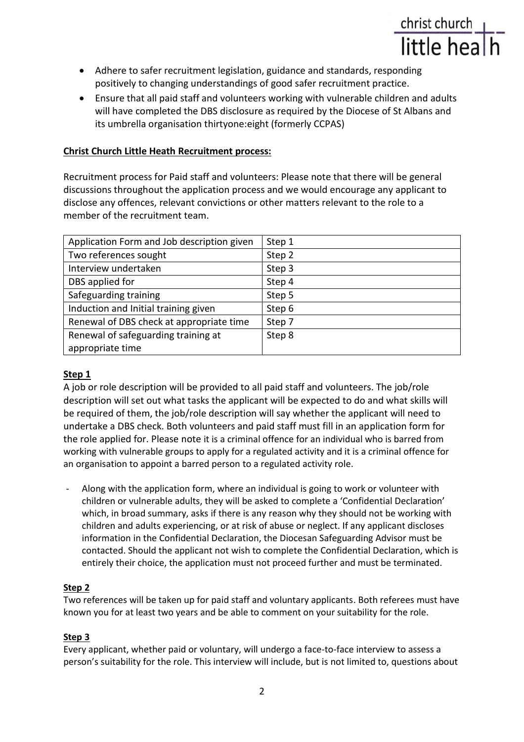- Adhere to safer recruitment legislation, guidance and standards, responding positively to changing understandings of good safer recruitment practice.
- Ensure that all paid staff and volunteers working with vulnerable children and adults will have completed the DBS disclosure as required by the Diocese of St Albans and its umbrella organisation thirtyone:eight (formerly CCPAS)

**Christ Church Little Heath Recruitment process:**

Recruitment process for Paid staff and volunteers: Please note that there will be general discussions throughout the application process and we would encourage any applicant to disclose any offences, relevant convictions or other matters relevant to the role to a member of the recruitment team.

| Application Form and Job description given | Step 1 |
|---|---|
| Two references sought | Step 2 |
| Interview undertaken | Step 3 |
| DBS applied for | Step 4 |
| Safeguarding training | Step 5 |
| Induction and Initial training given | Step 6 |
| Renewal of DBS check at appropriate time | Step 7 |
| Renewal of safeguarding training at appropriate time | Step 8 |

**Step 1**

A job or role description will be provided to all paid staff and volunteers. The job/role description will set out what tasks the applicant will be expected to do and what skills will be required of them, the job/role description will say whether the applicant will need to undertake a DBS check. Both volunteers and paid staff must fill in an application form for the role applied for. Please note it is a criminal offence for an individual who is barred from working with vulnerable groups to apply for a regulated activity and it is a criminal offence for an organisation to appoint a barred person to a regulated activity role.

- Along with the application form, where an individual is going to work or volunteer with children or vulnerable adults, they will be asked to complete a 'Confidential Declaration' which, in broad summary, asks if there is any reason why they should not be working with children and adults experiencing, or at risk of abuse or neglect. If any applicant discloses information in the Confidential Declaration, the Diocesan Safeguarding Advisor must be contacted. Should the applicant not wish to complete the Confidential Declaration, which is entirely their choice, the application must not proceed further and must be terminated.

**Step 2**

Two references will be taken up for paid staff and voluntary applicants. Both referees must have known you for at least two years and be able to comment on your suitability for the role.

**Step 3**

Every applicant, whether paid or voluntary, will undergo a face-to-face interview to assess a person's suitability for the role. This interview will include, but is not limited to, questions about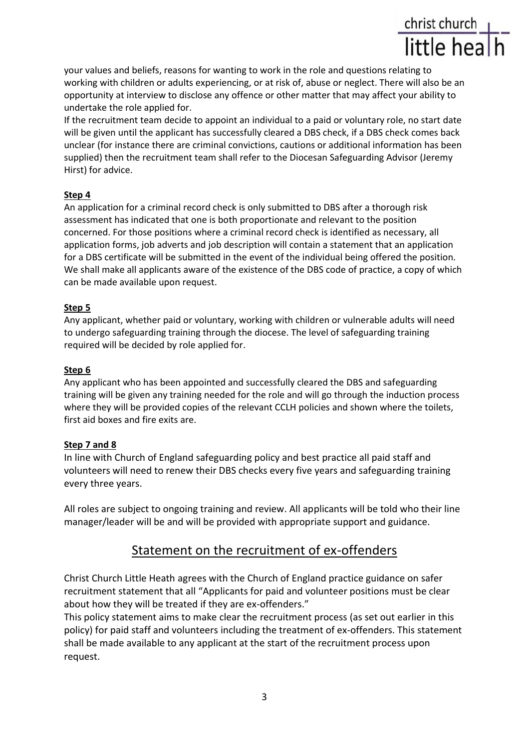your values and beliefs, reasons for wanting to work in the role and questions relating to working with children or adults experiencing, or at risk of, abuse or neglect. There will also be an opportunity at interview to disclose any offence or other matter that may affect your ability to undertake the role applied for.

If the recruitment team decide to appoint an individual to a paid or voluntary role, no start date will be given until the applicant has successfully cleared a DBS check, if a DBS check comes back unclear (for instance there are criminal convictions, cautions or additional information has been supplied) then the recruitment team shall refer to the Diocesan Safeguarding Advisor (Jeremy Hirst) for advice.

**Step 4**

An application for a criminal record check is only submitted to DBS after a thorough risk assessment has indicated that one is both proportionate and relevant to the position concerned. For those positions where a criminal record check is identified as necessary, all application forms, job adverts and job description will contain a statement that an application for a DBS certificate will be submitted in the event of the individual being offered the position. We shall make all applicants aware of the existence of the DBS code of practice, a copy of which can be made available upon request.

**Step 5**

Any applicant, whether paid or voluntary, working with children or vulnerable adults will need to undergo safeguarding training through the diocese. The level of safeguarding training required will be decided by role applied for.

**Step 6**

Any applicant who has been appointed and successfully cleared the DBS and safeguarding training will be given any training needed for the role and will go through the induction process where they will be provided copies of the relevant CCLH policies and shown where the toilets, first aid boxes and fire exits are.

**Step 7 and 8**

In line with Church of England safeguarding policy and best practice all paid staff and volunteers will need to renew their DBS checks every five years and safeguarding training every three years.

All roles are subject to ongoing training and review. All applicants will be told who their line manager/leader will be and will be provided with appropriate support and guidance.

## Statement on the recruitment of ex-offenders

Christ Church Little Heath agrees with the Church of England practice guidance on safer recruitment statement that all "Applicants for paid and volunteer positions must be clear about how they will be treated if they are ex-offenders."

This policy statement aims to make clear the recruitment process (as set out earlier in this policy) for paid staff and volunteers including the treatment of ex-offenders. This statement shall be made available to any applicant at the start of the recruitment process upon request.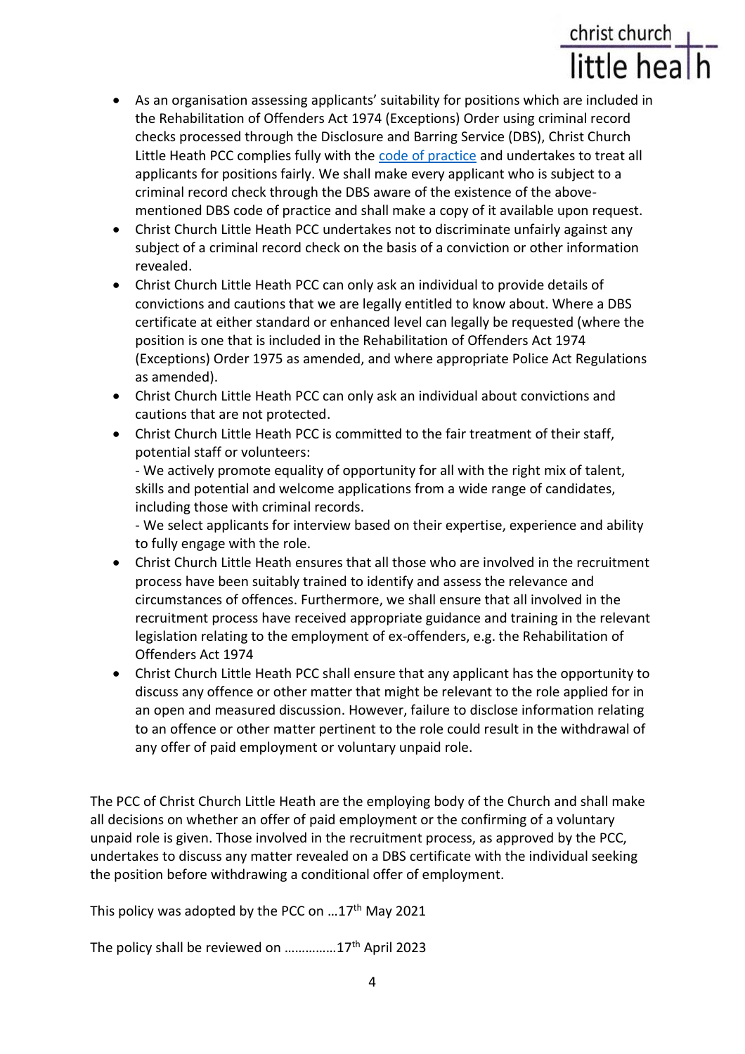- As an organisation assessing applicants' suitability for positions which are included in the Rehabilitation of Offenders Act 1974 (Exceptions) Order using criminal record checks processed through the Disclosure and Barring Service (DBS), Christ Church Little Heath PCC complies fully with the code of practice and undertakes to treat all applicants for positions fairly. We shall make every applicant who is subject to a criminal record check through the DBS aware of the existence of the above-mentioned DBS code of practice and shall make a copy of it available upon request.
- Christ Church Little Heath PCC undertakes not to discriminate unfairly against any subject of a criminal record check on the basis of a conviction or other information revealed.
- Christ Church Little Heath PCC can only ask an individual to provide details of convictions and cautions that we are legally entitled to know about. Where a DBS certificate at either standard or enhanced level can legally be requested (where the position is one that is included in the Rehabilitation of Offenders Act 1974 (Exceptions) Order 1975 as amended, and where appropriate Police Act Regulations as amended).
- Christ Church Little Heath PCC can only ask an individual about convictions and cautions that are not protected.
- Christ Church Little Heath PCC is committed to the fair treatment of their staff, potential staff or volunteers:
  - We actively promote equality of opportunity for all with the right mix of talent, skills and potential and welcome applications from a wide range of candidates, including those with criminal records.
  - We select applicants for interview based on their expertise, experience and ability to fully engage with the role.
- Christ Church Little Heath ensures that all those who are involved in the recruitment process have been suitably trained to identify and assess the relevance and circumstances of offences. Furthermore, we shall ensure that all involved in the recruitment process have received appropriate guidance and training in the relevant legislation relating to the employment of ex-offenders, e.g. the Rehabilitation of Offenders Act 1974
- Christ Church Little Heath PCC shall ensure that any applicant has the opportunity to discuss any offence or other matter that might be relevant to the role applied for in an open and measured discussion. However, failure to disclose information relating to an offence or other matter pertinent to the role could result in the withdrawal of any offer of paid employment or voluntary unpaid role.

The PCC of Christ Church Little Heath are the employing body of the Church and shall make all decisions on whether an offer of paid employment or the confirming of a voluntary unpaid role is given. Those involved in the recruitment process, as approved by the PCC, undertakes to discuss any matter revealed on a DBS certificate with the individual seeking the position before withdrawing a conditional offer of employment.

This policy was adopted by the PCC on …17th May 2021

The policy shall be reviewed on ……………17th April 2023